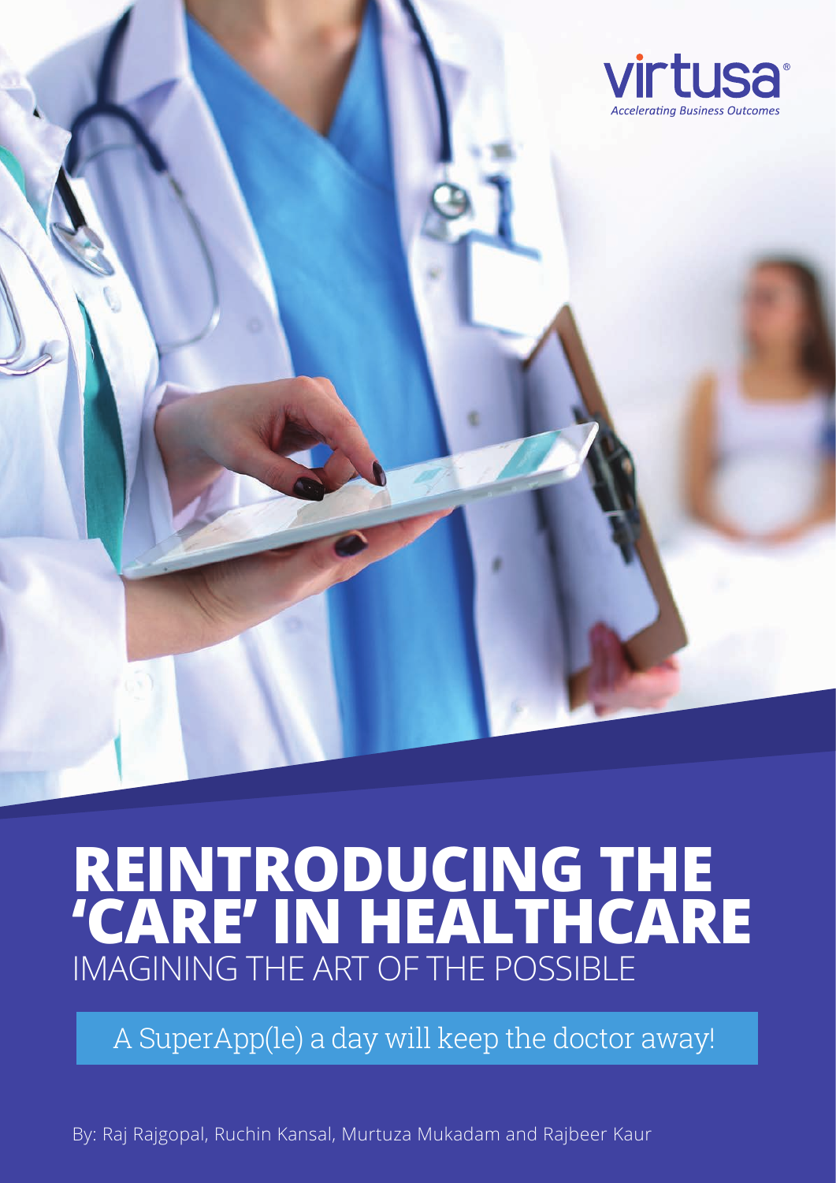virtusa®
*Accelerating Business Outcomes*

# REINTRODUCING THE 'CARE' IN HEALTHCARE

## IMAGINING THE ART OF THE POSSIBLE

A SuperApp(le) a day will keep the doctor away!

By: Raj Rajgopal, Ruchin Kansal, Murtuza Mukadam and Rajbeer Kaur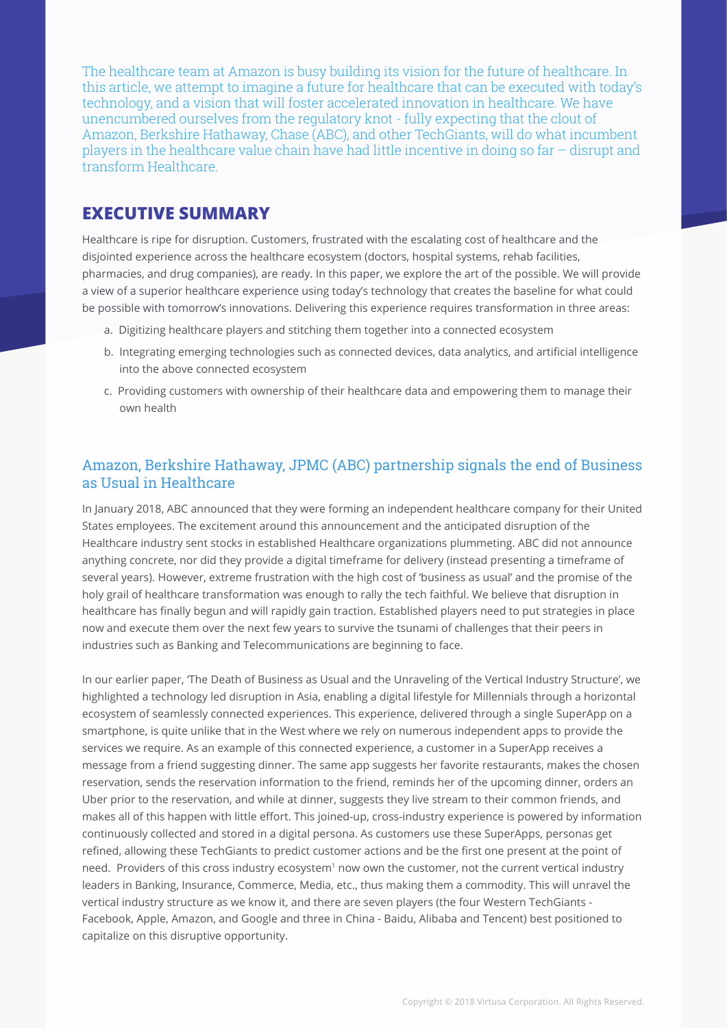The healthcare team at Amazon is busy building its vision for the future of healthcare. In this article, we attempt to imagine a future for healthcare that can be executed with today's technology, and a vision that will foster accelerated innovation in healthcare. We have unencumbered ourselves from the regulatory knot - fully expecting that the clout of Amazon, Berkshire Hathaway, Chase (ABC), and other TechGiants, will do what incumbent players in the healthcare value chain have had little incentive in doing so far – disrupt and transform Healthcare.

## EXECUTIVE SUMMARY

Healthcare is ripe for disruption. Customers, frustrated with the escalating cost of healthcare and the disjointed experience across the healthcare ecosystem (doctors, hospital systems, rehab facilities, pharmacies, and drug companies), are ready. In this paper, we explore the art of the possible. We will provide a view of a superior healthcare experience using today's technology that creates the baseline for what could be possible with tomorrow's innovations. Delivering this experience requires transformation in three areas:

a. Digitizing healthcare players and stitching them together into a connected ecosystem

b. Integrating emerging technologies such as connected devices, data analytics, and artificial intelligence into the above connected ecosystem

c. Providing customers with ownership of their healthcare data and empowering them to manage their own health

### Amazon, Berkshire Hathaway, JPMC (ABC) partnership signals the end of Business as Usual in Healthcare

In January 2018, ABC announced that they were forming an independent healthcare company for their United States employees. The excitement around this announcement and the anticipated disruption of the Healthcare industry sent stocks in established Healthcare organizations plummeting. ABC did not announce anything concrete, nor did they provide a digital timeframe for delivery (instead presenting a timeframe of several years). However, extreme frustration with the high cost of 'business as usual' and the promise of the holy grail of healthcare transformation was enough to rally the tech faithful. We believe that disruption in healthcare has finally begun and will rapidly gain traction. Established players need to put strategies in place now and execute them over the next few years to survive the tsunami of challenges that their peers in industries such as Banking and Telecommunications are beginning to face.

In our earlier paper, 'The Death of Business as Usual and the Unraveling of the Vertical Industry Structure', we highlighted a technology led disruption in Asia, enabling a digital lifestyle for Millennials through a horizontal ecosystem of seamlessly connected experiences. This experience, delivered through a single SuperApp on a smartphone, is quite unlike that in the West where we rely on numerous independent apps to provide the services we require. As an example of this connected experience, a customer in a SuperApp receives a message from a friend suggesting dinner. The same app suggests her favorite restaurants, makes the chosen reservation, sends the reservation information to the friend, reminds her of the upcoming dinner, orders an Uber prior to the reservation, and while at dinner, suggests they live stream to their common friends, and makes all of this happen with little effort. This joined-up, cross-industry experience is powered by information continuously collected and stored in a digital persona. As customers use these SuperApps, personas get refined, allowing these TechGiants to predict customer actions and be the first one present at the point of need. Providers of this cross industry ecosystem[1] now own the customer, not the current vertical industry leaders in Banking, Insurance, Commerce, Media, etc., thus making them a commodity. This will unravel the vertical industry structure as we know it, and there are seven players (the four Western TechGiants - Facebook, Apple, Amazon, and Google and three in China - Baidu, Alibaba and Tencent) best positioned to capitalize on this disruptive opportunity.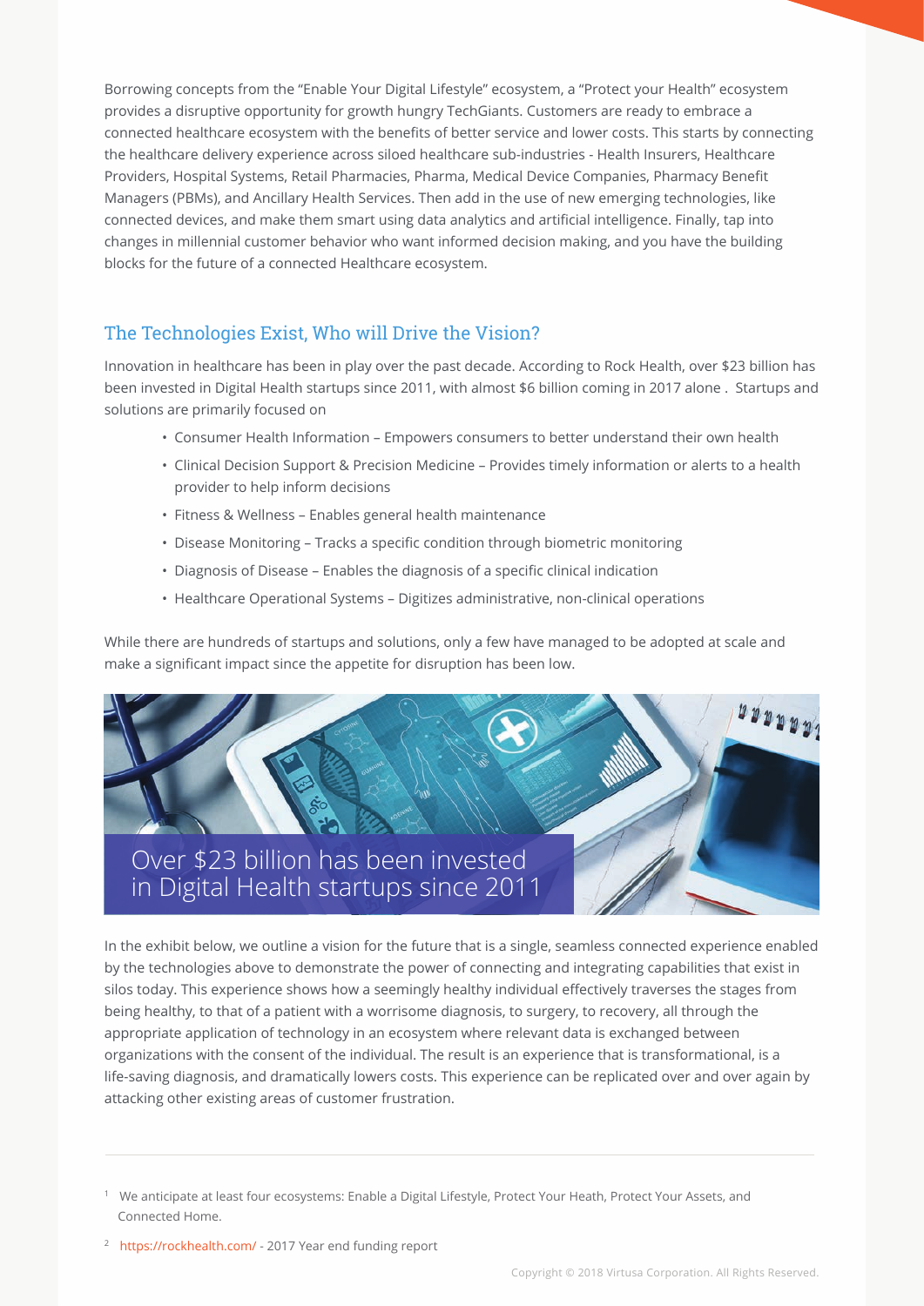Borrowing concepts from the "Enable Your Digital Lifestyle" ecosystem, a "Protect your Health" ecosystem provides a disruptive opportunity for growth hungry TechGiants. Customers are ready to embrace a connected healthcare ecosystem with the benefits of better service and lower costs. This starts by connecting the healthcare delivery experience across siloed healthcare sub-industries - Health Insurers, Healthcare Providers, Hospital Systems, Retail Pharmacies, Pharma, Medical Device Companies, Pharmacy Benefit Managers (PBMs), and Ancillary Health Services. Then add in the use of new emerging technologies, like connected devices, and make them smart using data analytics and artificial intelligence. Finally, tap into changes in millennial customer behavior who want informed decision making, and you have the building blocks for the future of a connected Healthcare ecosystem.

## The Technologies Exist, Who will Drive the Vision?

Innovation in healthcare has been in play over the past decade. According to Rock Health, over $23 billion has been invested in Digital Health startups since 2011, with almost $6 billion coming in 2017 alone . Startups and solutions are primarily focused on

- Consumer Health Information – Empowers consumers to better understand their own health
- Clinical Decision Support & Precision Medicine – Provides timely information or alerts to a health provider to help inform decisions
- Fitness & Wellness – Enables general health maintenance
- Disease Monitoring – Tracks a specific condition through biometric monitoring
- Diagnosis of Disease – Enables the diagnosis of a specific clinical indication
- Healthcare Operational Systems – Digitizes administrative, non-clinical operations

While there are hundreds of startups and solutions, only a few have managed to be adopted at scale and make a significant impact since the appetite for disruption has been low.

Over $23 billion has been invested in Digital Health startups since 2011

In the exhibit below, we outline a vision for the future that is a single, seamless connected experience enabled by the technologies above to demonstrate the power of connecting and integrating capabilities that exist in silos today. This experience shows how a seemingly healthy individual effectively traverses the stages from being healthy, to that of a patient with a worrisome diagnosis, to surgery, to recovery, all through the appropriate application of technology in an ecosystem where relevant data is exchanged between organizations with the consent of the individual. The result is an experience that is transformational, is a life-saving diagnosis, and dramatically lowers costs. This experience can be replicated over and over again by attacking other existing areas of customer frustration.

---

[1] We anticipate at least four ecosystems: Enable a Digital Lifestyle, Protect Your Heath, Protect Your Assets, and Connected Home.

[2] https://rockhealth.com/ - 2017 Year end funding report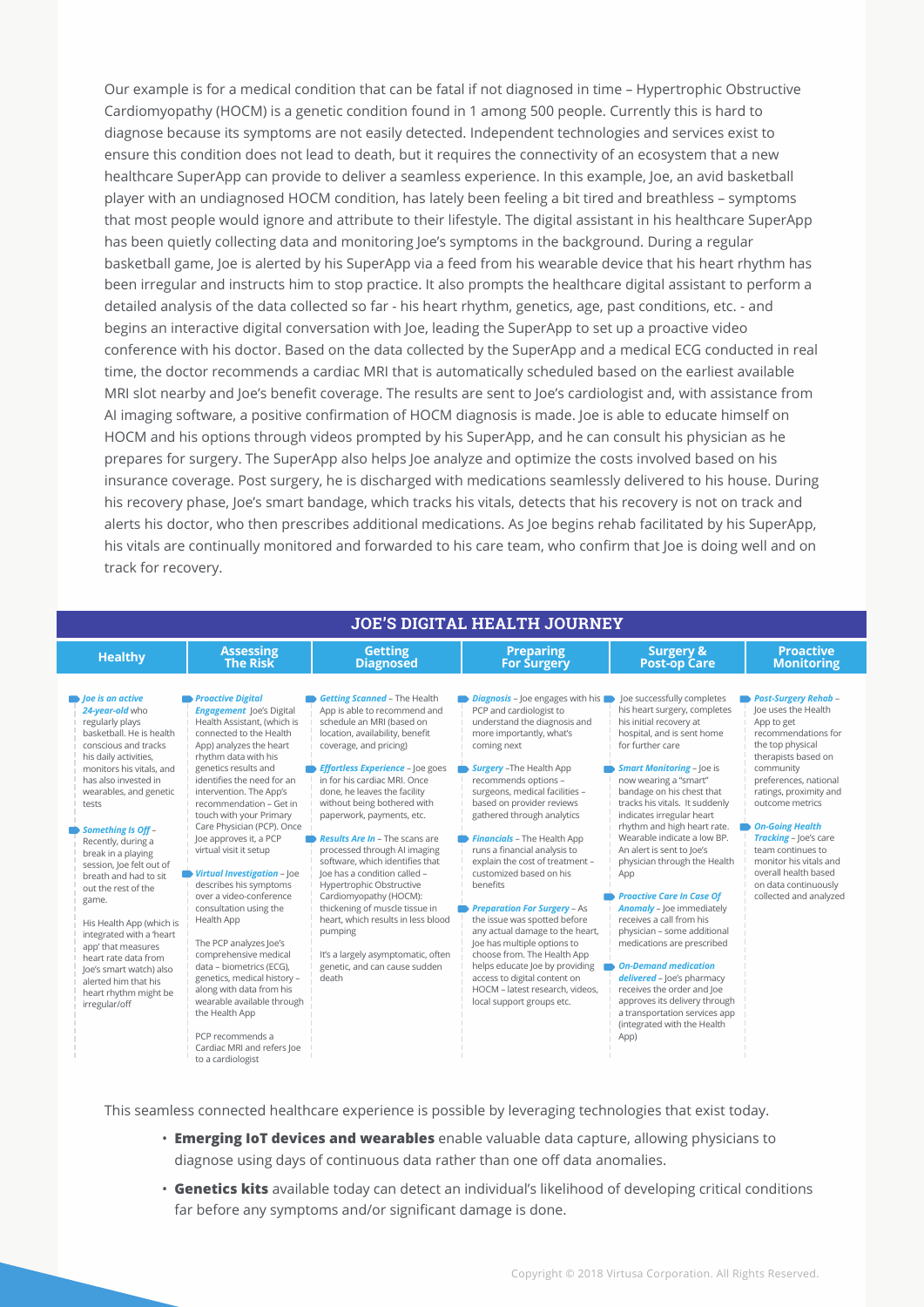Our example is for a medical condition that can be fatal if not diagnosed in time – Hypertrophic Obstructive Cardiomyopathy (HOCM) is a genetic condition found in 1 among 500 people. Currently this is hard to diagnose because its symptoms are not easily detected. Independent technologies and services exist to ensure this condition does not lead to death, but it requires the connectivity of an ecosystem that a new healthcare SuperApp can provide to deliver a seamless experience. In this example, Joe, an avid basketball player with an undiagnosed HOCM condition, has lately been feeling a bit tired and breathless – symptoms that most people would ignore and attribute to their lifestyle. The digital assistant in his healthcare SuperApp has been quietly collecting data and monitoring Joe's symptoms in the background. During a regular basketball game, Joe is alerted by his SuperApp via a feed from his wearable device that his heart rhythm has been irregular and instructs him to stop practice. It also prompts the healthcare digital assistant to perform a detailed analysis of the data collected so far - his heart rhythm, genetics, age, past conditions, etc. - and begins an interactive digital conversation with Joe, leading the SuperApp to set up a proactive video conference with his doctor. Based on the data collected by the SuperApp and a medical ECG conducted in real time, the doctor recommends a cardiac MRI that is automatically scheduled based on the earliest available MRI slot nearby and Joe's benefit coverage. The results are sent to Joe's cardiologist and, with assistance from AI imaging software, a positive confirmation of HOCM diagnosis is made. Joe is able to educate himself on HOCM and his options through videos prompted by his SuperApp, and he can consult his physician as he prepares for surgery. The SuperApp also helps Joe analyze and optimize the costs involved based on his insurance coverage. Post surgery, he is discharged with medications seamlessly delivered to his house. During his recovery phase, Joe's smart bandage, which tracks his vitals, detects that his recovery is not on track and alerts his doctor, who then prescribes additional medications. As Joe begins rehab facilitated by his SuperApp, his vitals are continually monitored and forwarded to his care team, who confirm that Joe is doing well and on track for recovery.

## JOE'S DIGITAL HEALTH JOURNEY

### Healthy

***Joe is an active 24-year-old*** who regularly plays basketball. He is health conscious and tracks his daily activities, monitors his vitals, and has also invested in wearables, and genetic tests

***Something Is Off*** – Recently, during a break in a playing session, Joe felt out of breath and had to sit out the rest of the game.

His Health App (which is integrated with a 'heart app' that measures heart rate data from Joe's smart watch) also alerted him that his heart rhythm might be irregular/off

### Assessing The Risk

***Proactive Digital Engagement*** Joe's Digital Health Assistant, (which is connected to the Health App) analyzes the heart rhythm data with his genetics results and identifies the need for an intervention. The App's recommendation – Get in touch with your Primary Care Physician (PCP). Once Joe approves it, a PCP virtual visit it setup

***Virtual Investigation*** – Joe describes his symptoms over a video-conference consultation using the Health App

The PCP analyzes Joe's comprehensive medical data – biometrics (ECG), genetics, medical history – along with data from his wearable available through the Health App

PCP recommends a Cardiac MRI and refers Joe to a cardiologist

### Getting Diagnosed

***Getting Scanned*** – The Health App is able to recommend and schedule an MRI (based on location, availability, benefit coverage, and pricing)

***Effortless Experience*** – Joe goes in for his cardiac MRI. Once done, he leaves the facility without being bothered with paperwork, payments, etc.

***Results Are In*** – The scans are processed through AI imaging software, which identifies that Joe has a condition called – Hypertrophic Obstructive Cardiomyopathy (HOCM): thickening of muscle tissue in heart, which results in less blood pumping

It's a largely asymptomatic, often genetic, and can cause sudden death

### Preparing For Surgery

***Diagnosis*** – Joe engages with his PCP and cardiologist to understand the diagnosis and more importantly, what's coming next

***Surgery*** –The Health App recommends options – surgeons, medical facilities – based on provider reviews gathered through analytics

***Financials*** – The Health App runs a financial analysis to explain the cost of treatment – customized based on his benefits

***Preparation For Surgery*** – As the issue was spotted before any actual damage to the heart, Joe has multiple options to choose from. The Health App helps educate Joe by providing access to digital content on HOCM – latest research, videos, local support groups etc.

### Surgery & Post-op Care

Joe successfully completes his heart surgery, completes his initial recovery at hospital, and is sent home for further care

***Smart Monitoring*** – Joe is now wearing a "smart" bandage on his chest that tracks his vitals. It suddenly indicates irregular heart rhythm and high heart rate. Wearable indicate a low BP. An alert is sent to Joe's physician through the Health App

***Proactive Care In Case Of Anomaly*** – Joe immediately receives a call from his physician – some additional medications are prescribed

***On-Demand medication delivered*** – Joe's pharmacy receives the order and Joe approves its delivery through a transportation services app (integrated with the Health App)

### Proactive Monitoring

***Post-Surgery Rehab*** – Joe uses the Health App to get recommendations for the top physical therapists based on community preferences, national ratings, proximity and outcome metrics

***On-Going Health Tracking*** – Joe's care team continues to monitor his vitals and overall health based on data continuously collected and analyzed

This seamless connected healthcare experience is possible by leveraging technologies that exist today.

- **Emerging IoT devices and wearables** enable valuable data capture, allowing physicians to diagnose using days of continuous data rather than one off data anomalies.
- **Genetics kits** available today can detect an individual's likelihood of developing critical conditions far before any symptoms and/or significant damage is done.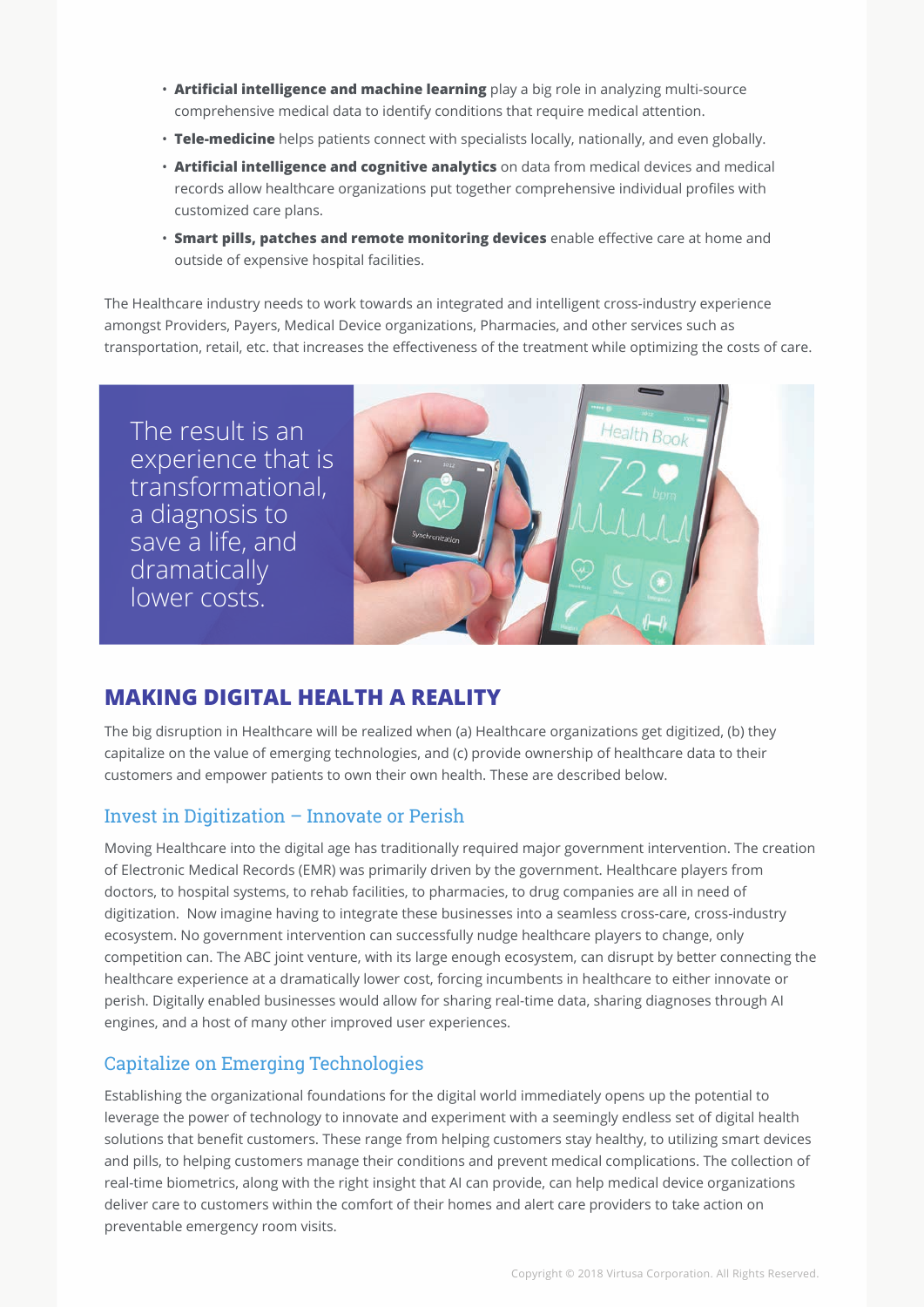- **Artificial intelligence and machine learning** play a big role in analyzing multi-source comprehensive medical data to identify conditions that require medical attention.
- **Tele-medicine** helps patients connect with specialists locally, nationally, and even globally.
- **Artificial intelligence and cognitive analytics** on data from medical devices and medical records allow healthcare organizations put together comprehensive individual profiles with customized care plans.
- **Smart pills, patches and remote monitoring devices** enable effective care at home and outside of expensive hospital facilities.

The Healthcare industry needs to work towards an integrated and intelligent cross-industry experience amongst Providers, Payers, Medical Device organizations, Pharmacies, and other services such as transportation, retail, etc. that increases the effectiveness of the treatment while optimizing the costs of care.

The result is an experience that is transformational, a diagnosis to save a life, and dramatically lower costs.

## MAKING DIGITAL HEALTH A REALITY

The big disruption in Healthcare will be realized when (a) Healthcare organizations get digitized, (b) they capitalize on the value of emerging technologies, and (c) provide ownership of healthcare data to their customers and empower patients to own their own health. These are described below.

### Invest in Digitization – Innovate or Perish

Moving Healthcare into the digital age has traditionally required major government intervention. The creation of Electronic Medical Records (EMR) was primarily driven by the government. Healthcare players from doctors, to hospital systems, to rehab facilities, to pharmacies, to drug companies are all in need of digitization. Now imagine having to integrate these businesses into a seamless cross-care, cross-industry ecosystem. No government intervention can successfully nudge healthcare players to change, only competition can. The ABC joint venture, with its large enough ecosystem, can disrupt by better connecting the healthcare experience at a dramatically lower cost, forcing incumbents in healthcare to either innovate or perish. Digitally enabled businesses would allow for sharing real-time data, sharing diagnoses through AI engines, and a host of many other improved user experiences.

### Capitalize on Emerging Technologies

Establishing the organizational foundations for the digital world immediately opens up the potential to leverage the power of technology to innovate and experiment with a seemingly endless set of digital health solutions that benefit customers. These range from helping customers stay healthy, to utilizing smart devices and pills, to helping customers manage their conditions and prevent medical complications. The collection of real-time biometrics, along with the right insight that AI can provide, can help medical device organizations deliver care to customers within the comfort of their homes and alert care providers to take action on preventable emergency room visits.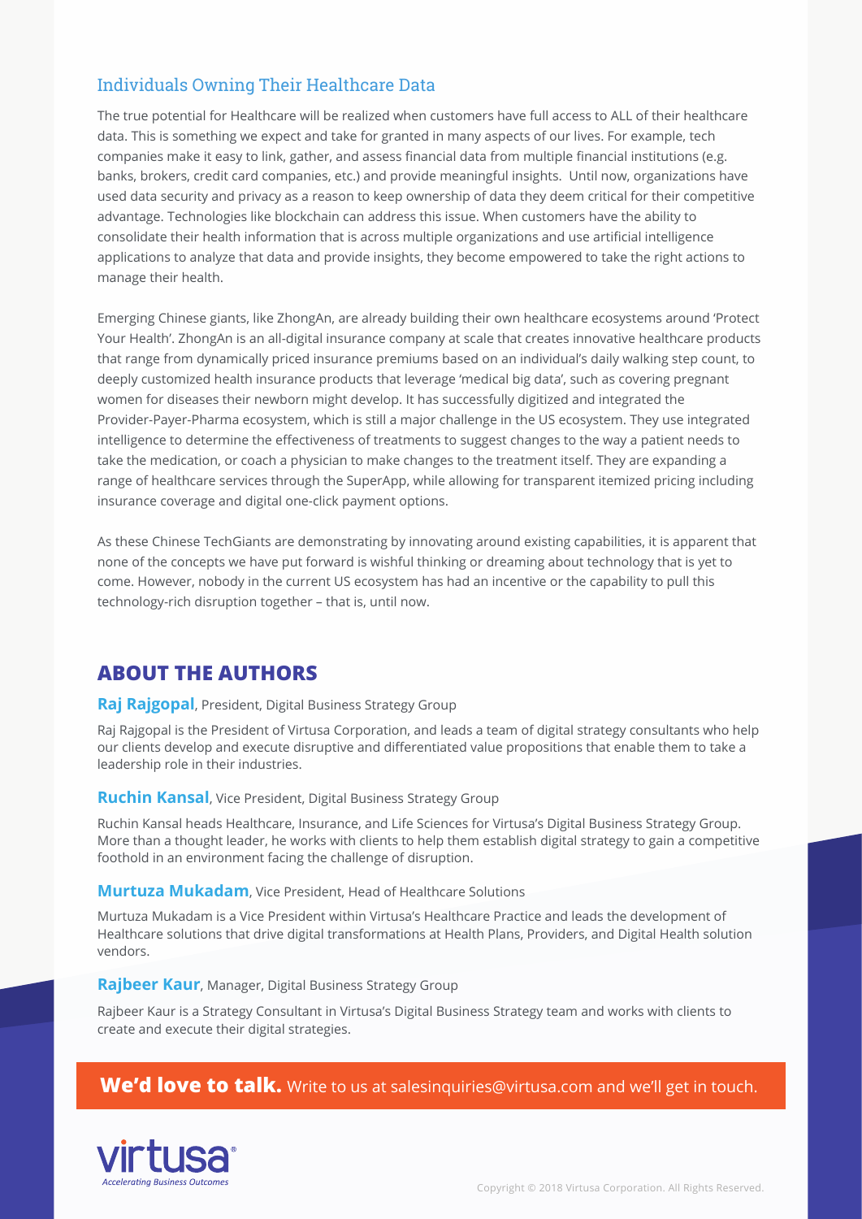## Individuals Owning Their Healthcare Data

The true potential for Healthcare will be realized when customers have full access to ALL of their healthcare data. This is something we expect and take for granted in many aspects of our lives. For example, tech companies make it easy to link, gather, and assess financial data from multiple financial institutions (e.g. banks, brokers, credit card companies, etc.) and provide meaningful insights. Until now, organizations have used data security and privacy as a reason to keep ownership of data they deem critical for their competitive advantage. Technologies like blockchain can address this issue. When customers have the ability to consolidate their health information that is across multiple organizations and use artificial intelligence applications to analyze that data and provide insights, they become empowered to take the right actions to manage their health.

Emerging Chinese giants, like ZhongAn, are already building their own healthcare ecosystems around 'Protect Your Health'. ZhongAn is an all-digital insurance company at scale that creates innovative healthcare products that range from dynamically priced insurance premiums based on an individual's daily walking step count, to deeply customized health insurance products that leverage 'medical big data', such as covering pregnant women for diseases their newborn might develop. It has successfully digitized and integrated the Provider-Payer-Pharma ecosystem, which is still a major challenge in the US ecosystem. They use integrated intelligence to determine the effectiveness of treatments to suggest changes to the way a patient needs to take the medication, or coach a physician to make changes to the treatment itself. They are expanding a range of healthcare services through the SuperApp, while allowing for transparent itemized pricing including insurance coverage and digital one-click payment options.

As these Chinese TechGiants are demonstrating by innovating around existing capabilities, it is apparent that none of the concepts we have put forward is wishful thinking or dreaming about technology that is yet to come. However, nobody in the current US ecosystem has had an incentive or the capability to pull this technology-rich disruption together – that is, until now.

# ABOUT THE AUTHORS

**Raj Rajgopal**, President, Digital Business Strategy Group

Raj Rajgopal is the President of Virtusa Corporation, and leads a team of digital strategy consultants who help our clients develop and execute disruptive and differentiated value propositions that enable them to take a leadership role in their industries.

**Ruchin Kansal**, Vice President, Digital Business Strategy Group

Ruchin Kansal heads Healthcare, Insurance, and Life Sciences for Virtusa's Digital Business Strategy Group. More than a thought leader, he works with clients to help them establish digital strategy to gain a competitive foothold in an environment facing the challenge of disruption.

**Murtuza Mukadam**, Vice President, Head of Healthcare Solutions

Murtuza Mukadam is a Vice President within Virtusa's Healthcare Practice and leads the development of Healthcare solutions that drive digital transformations at Health Plans, Providers, and Digital Health solution vendors.

**Rajbeer Kaur**, Manager, Digital Business Strategy Group

Rajbeer Kaur is a Strategy Consultant in Virtusa's Digital Business Strategy team and works with clients to create and execute their digital strategies.

**We'd love to talk.** Write to us at salesinquiries@virtusa.com and we'll get in touch.

virtusa® Accelerating Business Outcomes

Copyright © 2018 Virtusa Corporation. All Rights Reserved.